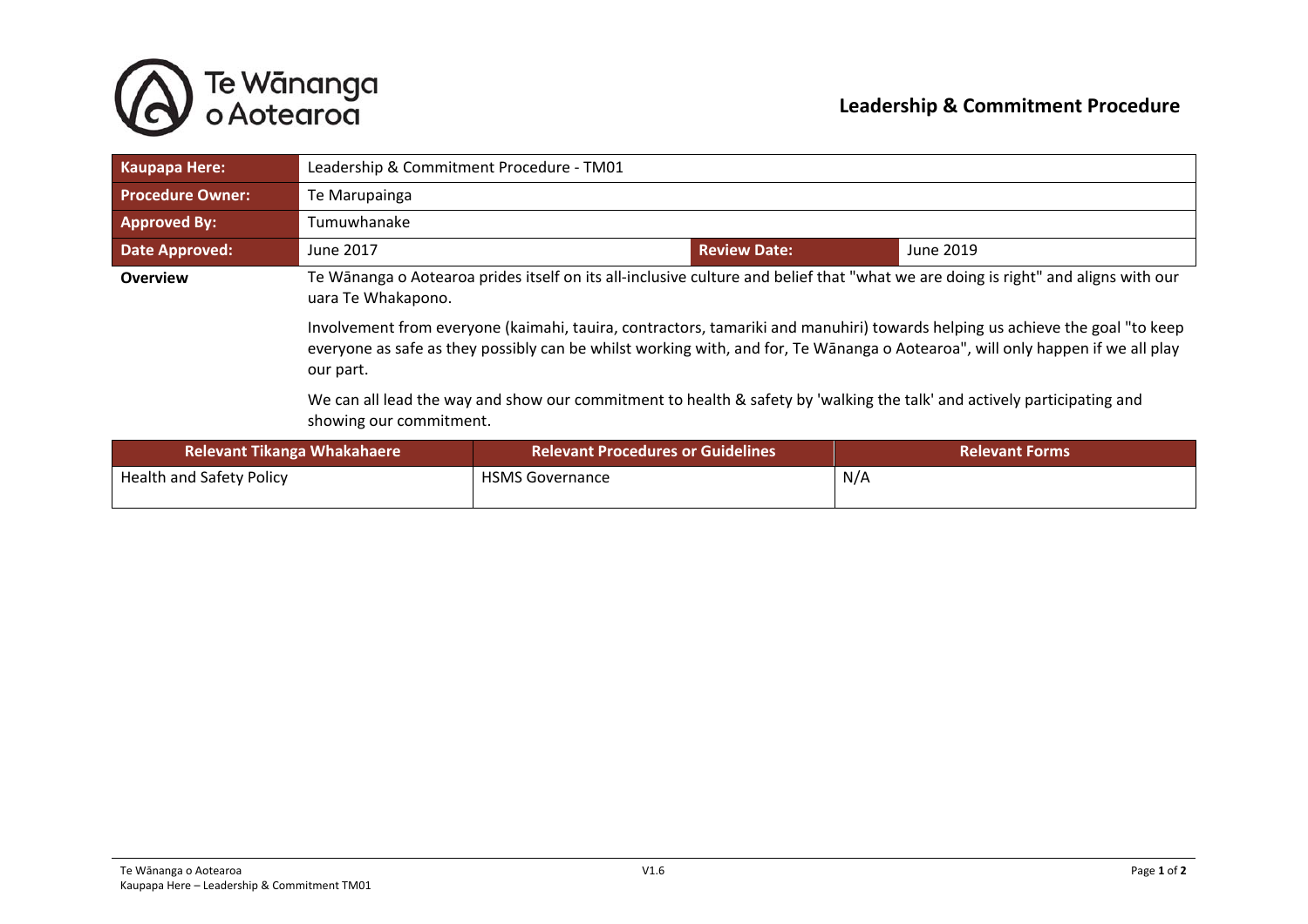# Leadership & Commitment Procedure

| **Kaupapa Here:** | Leadership & Commitment Procedure - TM01 | | |
|---|---|---|---|
| **Procedure Owner:** | Te Marupainga | | |
| **Approved By:** | Tumuwhanake | | |
| **Date Approved:** | June 2017 | **Review Date:** | June 2019 |

**Overview**

Te Wānanga o Aotearoa prides itself on its all-inclusive culture and belief that "what we are doing is right" and aligns with our uara Te Whakapono.

Involvement from everyone (kaimahi, tauira, contractors, tamariki and manuhiri) towards helping us achieve the goal "to keep everyone as safe as they possibly can be whilst working with, and for, Te Wānanga o Aotearoa", will only happen if we all play our part.

We can all lead the way and show our commitment to health & safety by 'walking the talk' and actively participating and showing our commitment.

| Relevant Tikanga Whakahaere | Relevant Procedures or Guidelines | Relevant Forms |
|---|---|---|
| Health and Safety Policy | HSMS Governance | N/A |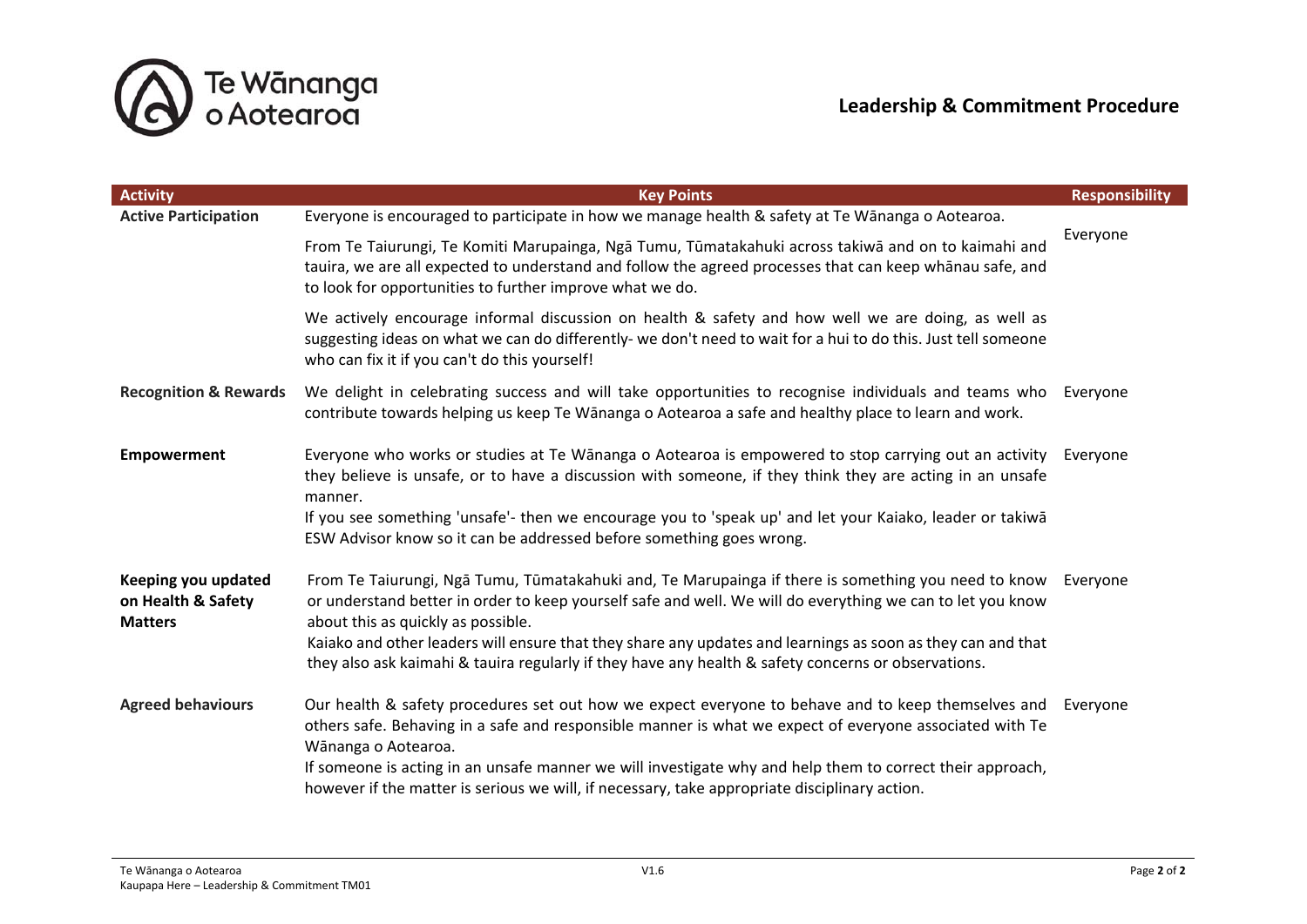# Leadership & Commitment Procedure

| Activity | Key Points | Responsibility |
|---|---|---|
| **Active Participation** | Everyone is encouraged to participate in how we manage health & safety at Te Wānanga o Aotearoa.<br><br>From Te Taiurungi, Te Komiti Marupainga, Ngā Tumu, Tūmatakahuki across takiwā and on to kaimahi and tauira, we are all expected to understand and follow the agreed processes that can keep whānau safe, and to look for opportunities to further improve what we do.<br><br>We actively encourage informal discussion on health & safety and how well we are doing, as well as suggesting ideas on what we can do differently- we don't need to wait for a hui to do this. Just tell someone who can fix it if you can't do this yourself! | Everyone |
| **Recognition & Rewards** | We delight in celebrating success and will take opportunities to recognise individuals and teams who contribute towards helping us keep Te Wānanga o Aotearoa a safe and healthy place to learn and work. | Everyone |
| **Empowerment** | Everyone who works or studies at Te Wānanga o Aotearoa is empowered to stop carrying out an activity they believe is unsafe, or to have a discussion with someone, if they think they are acting in an unsafe manner.<br>If you see something 'unsafe'- then we encourage you to 'speak up' and let your Kaiako, leader or takiwā ESW Advisor know so it can be addressed before something goes wrong. | Everyone |
| **Keeping you updated on Health & Safety Matters** | From Te Taiurungi, Ngā Tumu, Tūmatakahuki and, Te Marupainga if there is something you need to know or understand better in order to keep yourself safe and well. We will do everything we can to let you know about this as quickly as possible.<br>Kaiako and other leaders will ensure that they share any updates and learnings as soon as they can and that they also ask kaimahi & tauira regularly if they have any health & safety concerns or observations. | Everyone |
| **Agreed behaviours** | Our health & safety procedures set out how we expect everyone to behave and to keep themselves and others safe. Behaving in a safe and responsible manner is what we expect of everyone associated with Te Wānanga o Aotearoa.<br>If someone is acting in an unsafe manner we will investigate why and help them to correct their approach, however if the matter is serious we will, if necessary, take appropriate disciplinary action. | Everyone |